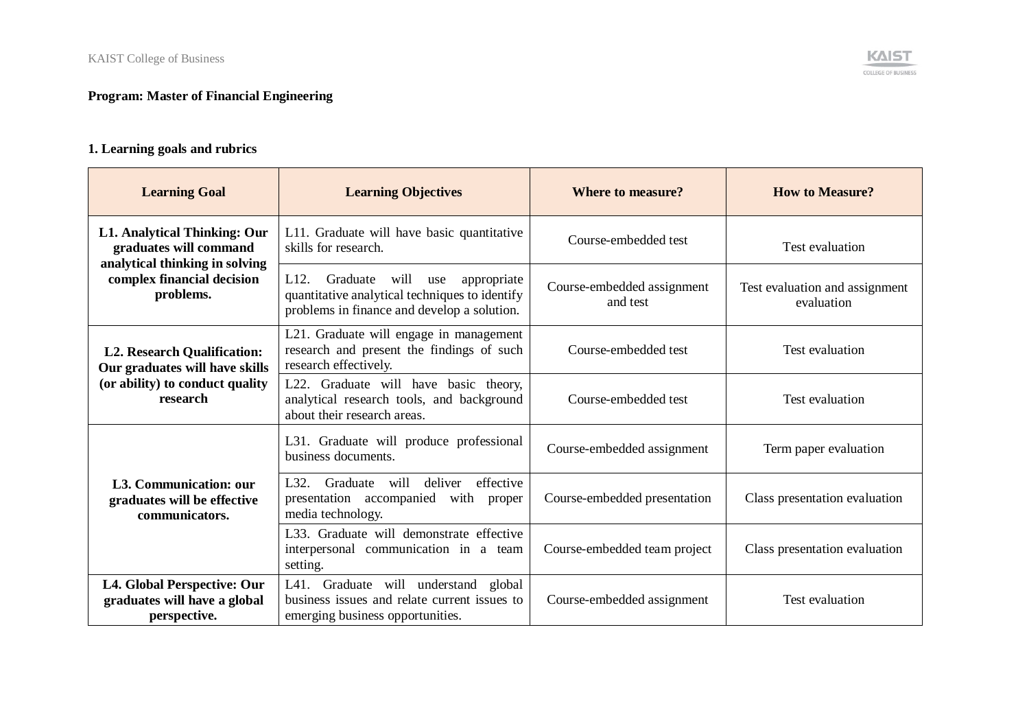**Program: Master of Financial Engineering**

## 1. Learning goals and rubrics

| Learning Goal | Learning Objectives | Where to measure? | How to Measure? |
|---|---|---|---|
| **L1. Analytical Thinking: Our graduates will command analytical thinking in solving complex financial decision problems.** | L11. Graduate will have basic quantitative skills for research. | Course-embedded test | Test evaluation |
| | L12. Graduate will use appropriate quantitative analytical techniques to identify problems in finance and develop a solution. | Course-embedded assignment and test | Test evaluation and assignment evaluation |
| **L2. Research Qualification: Our graduates will have skills (or ability) to conduct quality research** | L21. Graduate will engage in management research and present the findings of such research effectively. | Course-embedded test | Test evaluation |
| | L22. Graduate will have basic theory, analytical research tools, and background about their research areas. | Course-embedded test | Test evaluation |
| **L3. Communication: our graduates will be effective communicators.** | L31. Graduate will produce professional business documents. | Course-embedded assignment | Term paper evaluation |
| | L32. Graduate will deliver effective presentation accompanied with proper media technology. | Course-embedded presentation | Class presentation evaluation |
| | L33. Graduate will demonstrate effective interpersonal communication in a team setting. | Course-embedded team project | Class presentation evaluation |
| **L4. Global Perspective: Our graduates will have a global perspective.** | L41. Graduate will understand global business issues and relate current issues to emerging business opportunities. | Course-embedded assignment | Test evaluation |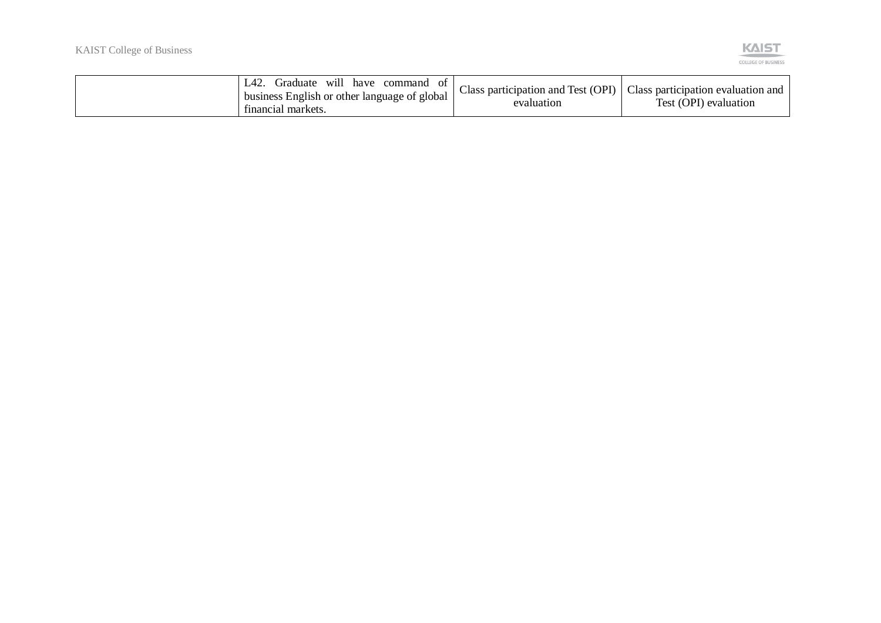| | | | |
|---|---|---|---|
| | L42. Graduate will have command of business English or other language of global financial markets. | Class participation and Test (OPI) evaluation | Class participation evaluation and Test (OPI) evaluation |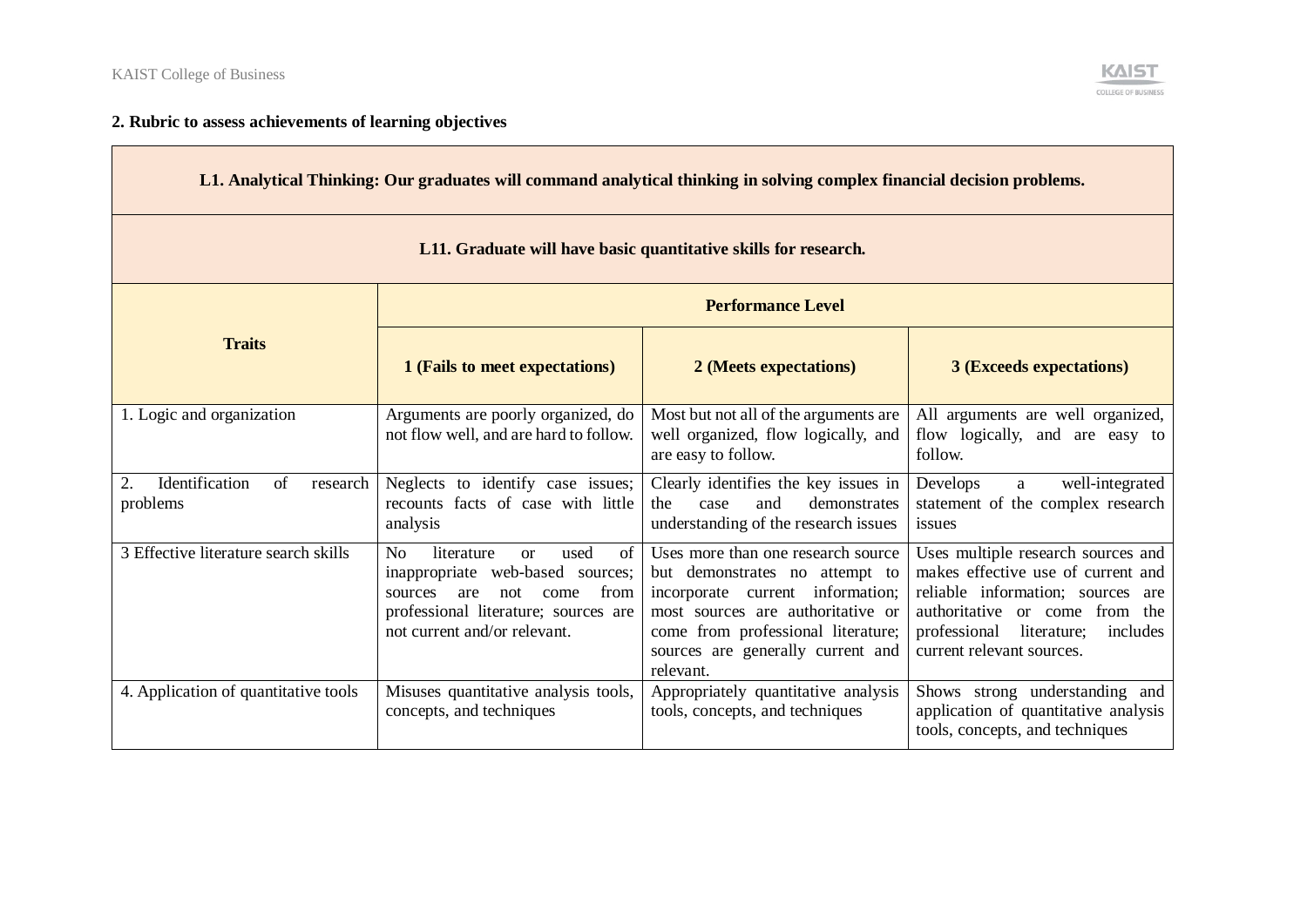**2. Rubric to assess achievements of learning objectives**

| L1. Analytical Thinking: Our graduates will command analytical thinking in solving complex financial decision problems. | | | |
|---|---|---|---|
| **L11. Graduate will have basic quantitative skills for research.** | | | |
| **Traits** | **Performance Level** | | |
| | **1 (Fails to meet expectations)** | **2 (Meets expectations)** | **3 (Exceeds expectations)** |
| 1. Logic and organization | Arguments are poorly organized, do not flow well, and are hard to follow. | Most but not all of the arguments are well organized, flow logically, and are easy to follow. | All arguments are well organized, flow logically, and are easy to follow. |
| 2. Identification of research problems | Neglects to identify case issues; recounts facts of case with little analysis | Clearly identifies the key issues in the case and demonstrates understanding of the research issues | Develops a well-integrated statement of the complex research issues |
| 3 Effective literature search skills | No literature or used of inappropriate web-based sources; sources are not come from professional literature; sources are not current and/or relevant. | Uses more than one research source but demonstrates no attempt to incorporate current information; most sources are authoritative or come from professional literature; sources are generally current and relevant. | Uses multiple research sources and makes effective use of current and reliable information; sources are authoritative or come from the professional literature; includes current relevant sources. |
| 4. Application of quantitative tools | Misuses quantitative analysis tools, concepts, and techniques | Appropriately quantitative analysis tools, concepts, and techniques | Shows strong understanding and application of quantitative analysis tools, concepts, and techniques |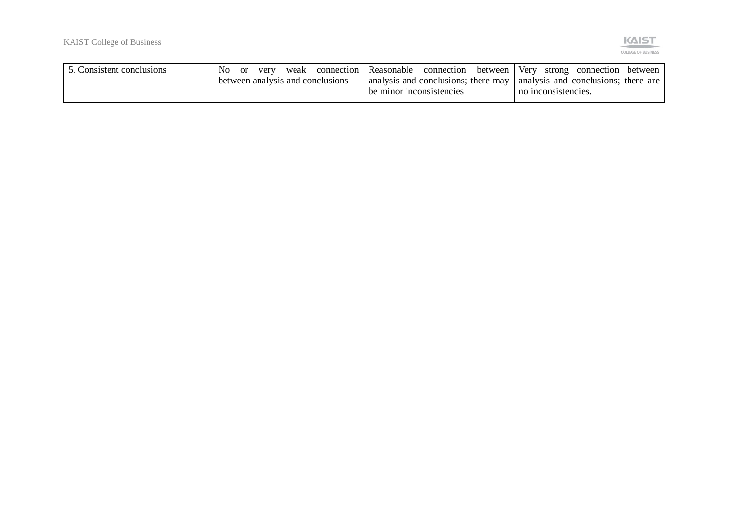| 5. Consistent conclusions | No or very weak connection between analysis and conclusions | Reasonable connection between analysis and conclusions; there may be minor inconsistencies | Very strong connection between analysis and conclusions; there are no inconsistencies. |
|---|---|---|---|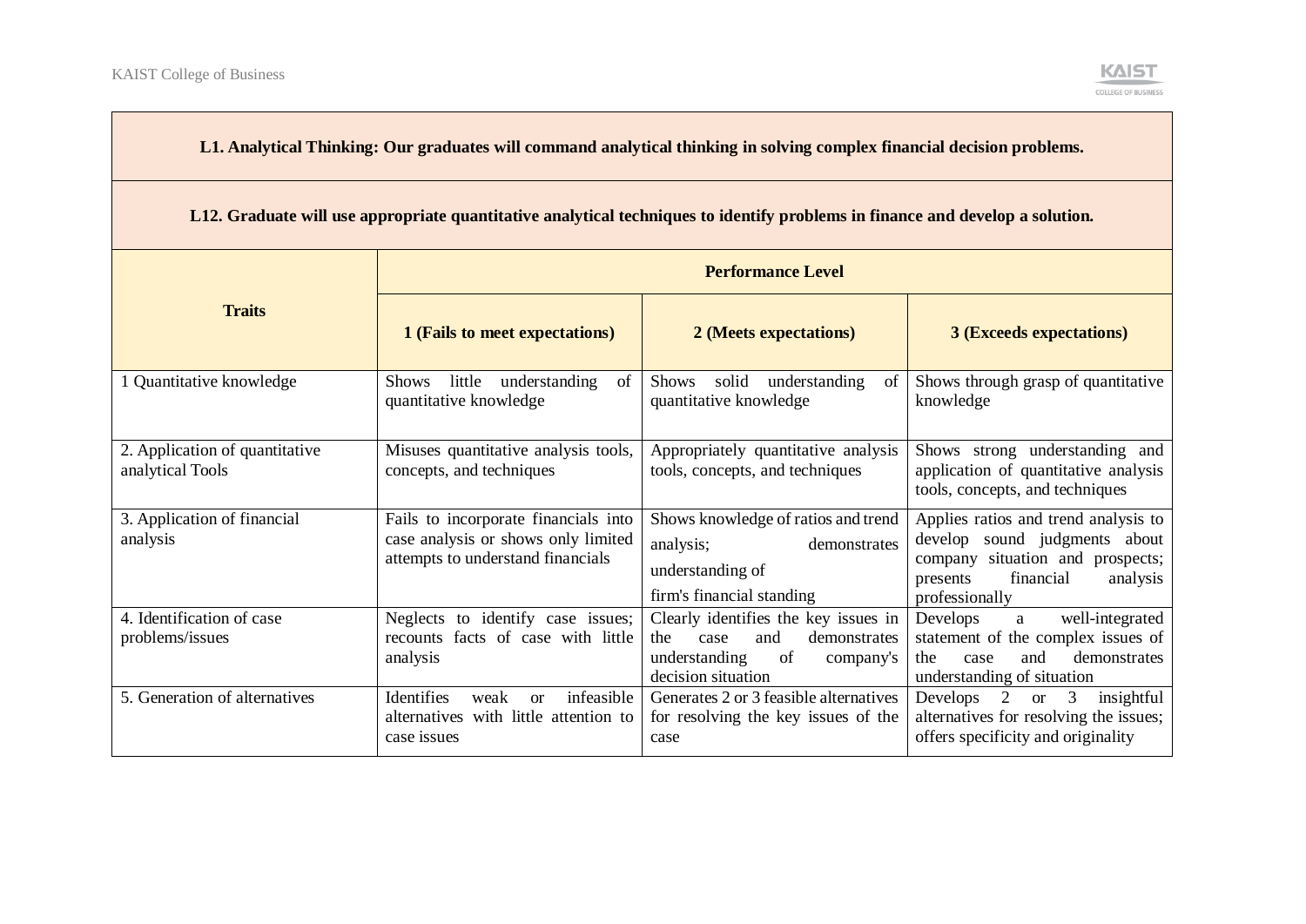| **L1. Analytical Thinking: Our graduates will command analytical thinking in solving complex financial decision problems.** | | | |
|---|---|---|---|
| **L12. Graduate will use appropriate quantitative analytical techniques to identify problems in finance and develop a solution.** | | | |
| **Traits** | **Performance Level** | | |
| | **1 (Fails to meet expectations)** | **2 (Meets expectations)** | **3 (Exceeds expectations)** |
| 1 Quantitative knowledge | Shows little understanding of quantitative knowledge | Shows solid understanding of quantitative knowledge | Shows through grasp of quantitative knowledge |
| 2. Application of quantitative analytical Tools | Misuses quantitative analysis tools, concepts, and techniques | Appropriately quantitative analysis tools, concepts, and techniques | Shows strong understanding and application of quantitative analysis tools, concepts, and techniques |
| 3. Application of financial analysis | Fails to incorporate financials into case analysis or shows only limited attempts to understand financials | Shows knowledge of ratios and trend analysis; demonstrates understanding of firm's financial standing | Applies ratios and trend analysis to develop sound judgments about company situation and prospects; presents financial analysis professionally |
| 4. Identification of case problems/issues | Neglects to identify case issues; recounts facts of case with little analysis | Clearly identifies the key issues in the case and demonstrates understanding of company's decision situation | Develops a well-integrated statement of the complex issues of the case and demonstrates understanding of situation |
| 5. Generation of alternatives | Identifies weak or infeasible alternatives with little attention to case issues | Generates 2 or 3 feasible alternatives for resolving the key issues of the case | Develops 2 or 3 insightful alternatives for resolving the issues; offers specificity and originality |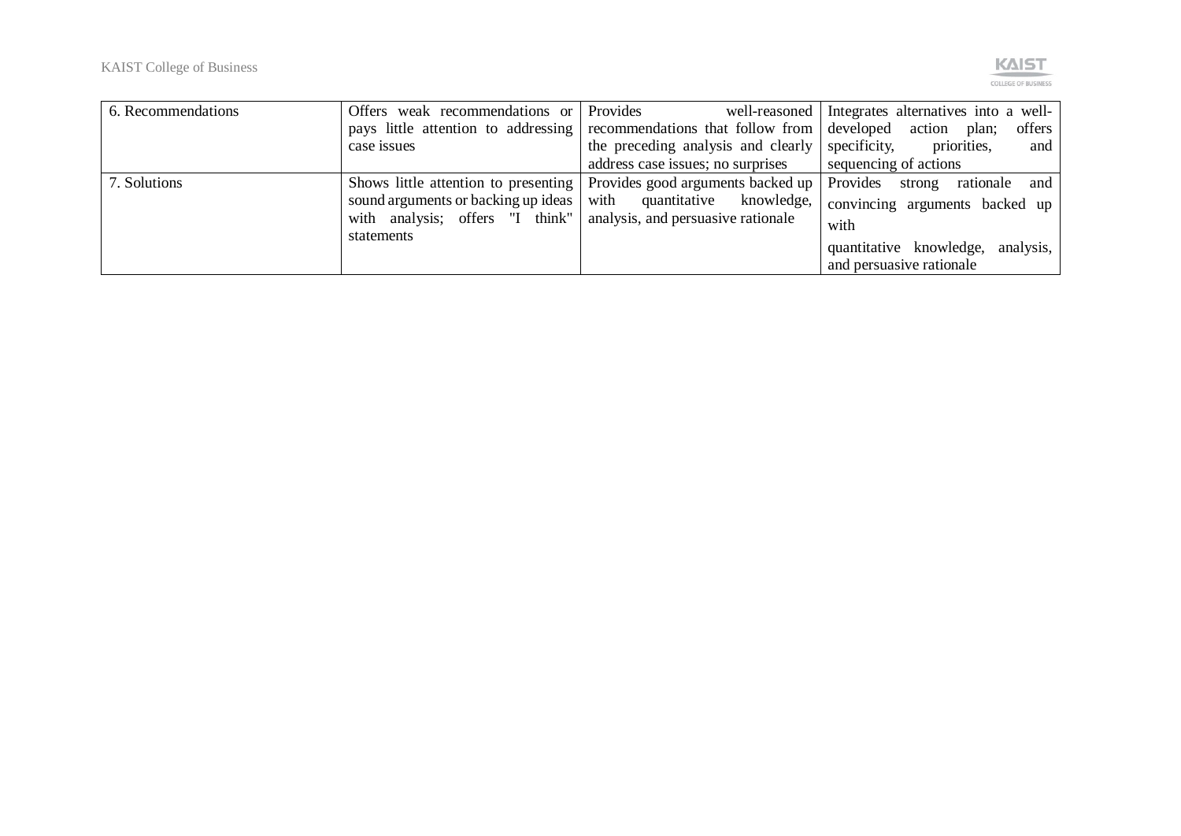| | | | |
|---|---|---|---|
| 6. Recommendations | Offers weak recommendations or pays little attention to addressing case issues | Provides well-reasoned recommendations that follow from the preceding analysis and clearly address case issues; no surprises | Integrates alternatives into a well-developed action plan; offers specificity, priorities, and sequencing of actions |
| 7. Solutions | Shows little attention to presenting sound arguments or backing up ideas with analysis; offers "I think" statements | Provides good arguments backed up with quantitative knowledge, analysis, and persuasive rationale | Provides strong rationale and convincing arguments backed up with quantitative knowledge, analysis, and persuasive rationale |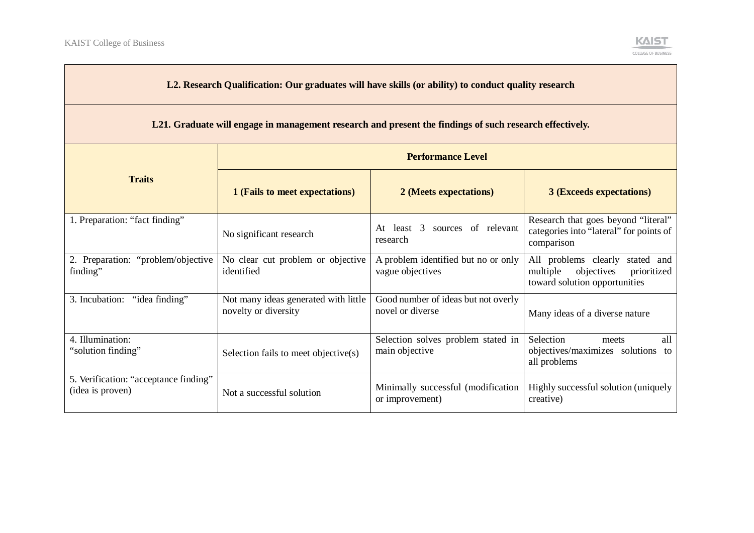| **L2. Research Qualification: Our graduates will have skills (or ability) to conduct quality research** | | | |
|---|---|---|---|
| **L21. Graduate will engage in management research and present the findings of such research effectively.** | | | |
| **Traits** | **Performance Level** | | |
| | **1 (Fails to meet expectations)** | **2 (Meets expectations)** | **3 (Exceeds expectations)** |
| 1. Preparation: "fact finding" | No significant research | At least 3 sources of relevant research | Research that goes beyond "literal" categories into "lateral" for points of comparison |
| 2. Preparation: "problem/objective finding" | No clear cut problem or objective identified | A problem identified but no or only vague objectives | All problems clearly stated and multiple objectives prioritized toward solution opportunities |
| 3. Incubation: "idea finding" | Not many ideas generated with little novelty or diversity | Good number of ideas but not overly novel or diverse | Many ideas of a diverse nature |
| 4. Illumination: "solution finding" | Selection fails to meet objective(s) | Selection solves problem stated in main objective | Selection meets all objectives/maximizes solutions to all problems |
| 5. Verification: "acceptance finding" (idea is proven) | Not a successful solution | Minimally successful (modification or improvement) | Highly successful solution (uniquely creative) |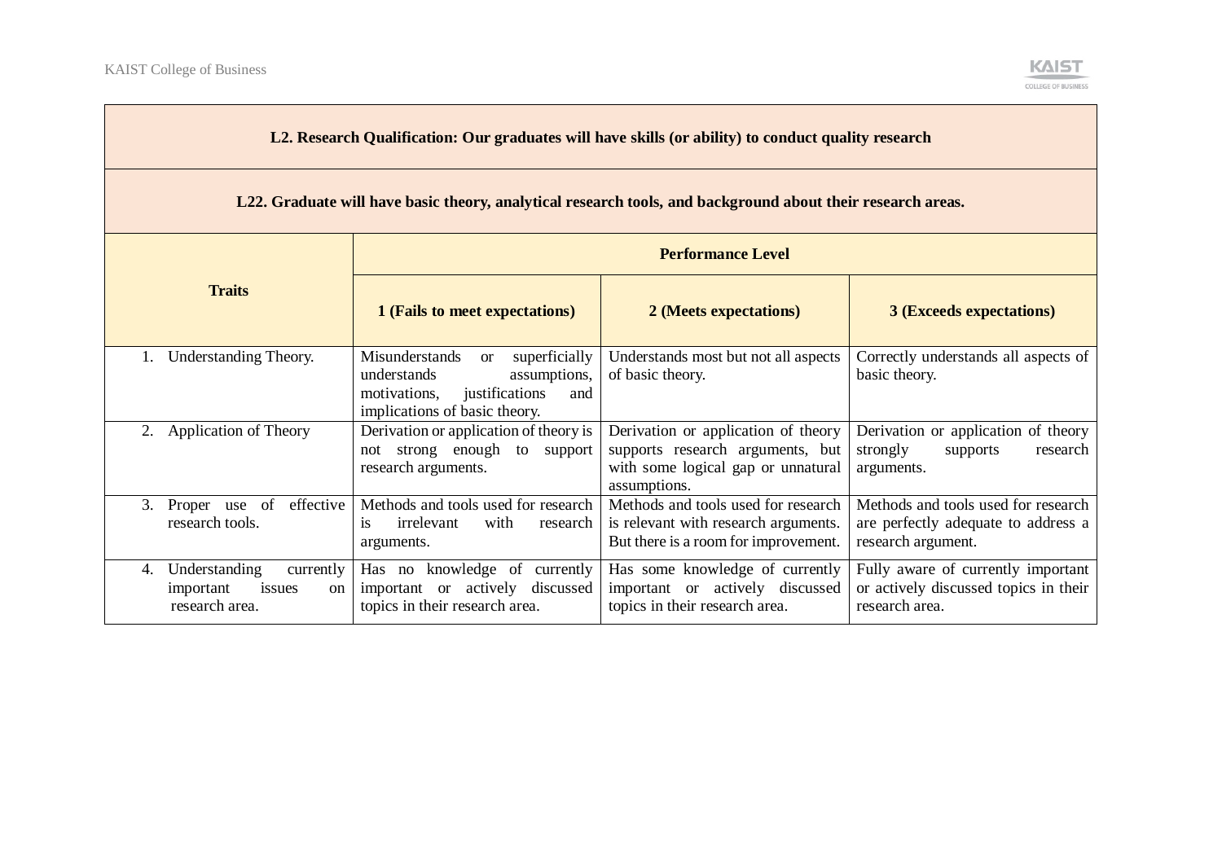| **L2. Research Qualification: Our graduates will have skills (or ability) to conduct quality research** | | | |
|---|---|---|---|
| **L22. Graduate will have basic theory, analytical research tools, and background about their research areas.** | | | |
| **Traits** | **Performance Level** | | |
| | **1 (Fails to meet expectations)** | **2 (Meets expectations)** | **3 (Exceeds expectations)** |
| 1. Understanding Theory. | Misunderstands or superficially understands assumptions, motivations, justifications and implications of basic theory. | Understands most but not all aspects of basic theory. | Correctly understands all aspects of basic theory. |
| 2. Application of Theory | Derivation or application of theory is not strong enough to support research arguments. | Derivation or application of theory supports research arguments, but with some logical gap or unnatural assumptions. | Derivation or application of theory strongly supports research arguments. |
| 3. Proper use of effective research tools. | Methods and tools used for research is irrelevant with research arguments. | Methods and tools used for research is relevant with research arguments. But there is a room for improvement. | Methods and tools used for research are perfectly adequate to address a research argument. |
| 4. Understanding currently important issues on research area. | Has no knowledge of currently important or actively discussed topics in their research area. | Has some knowledge of currently important or actively discussed topics in their research area. | Fully aware of currently important or actively discussed topics in their research area. |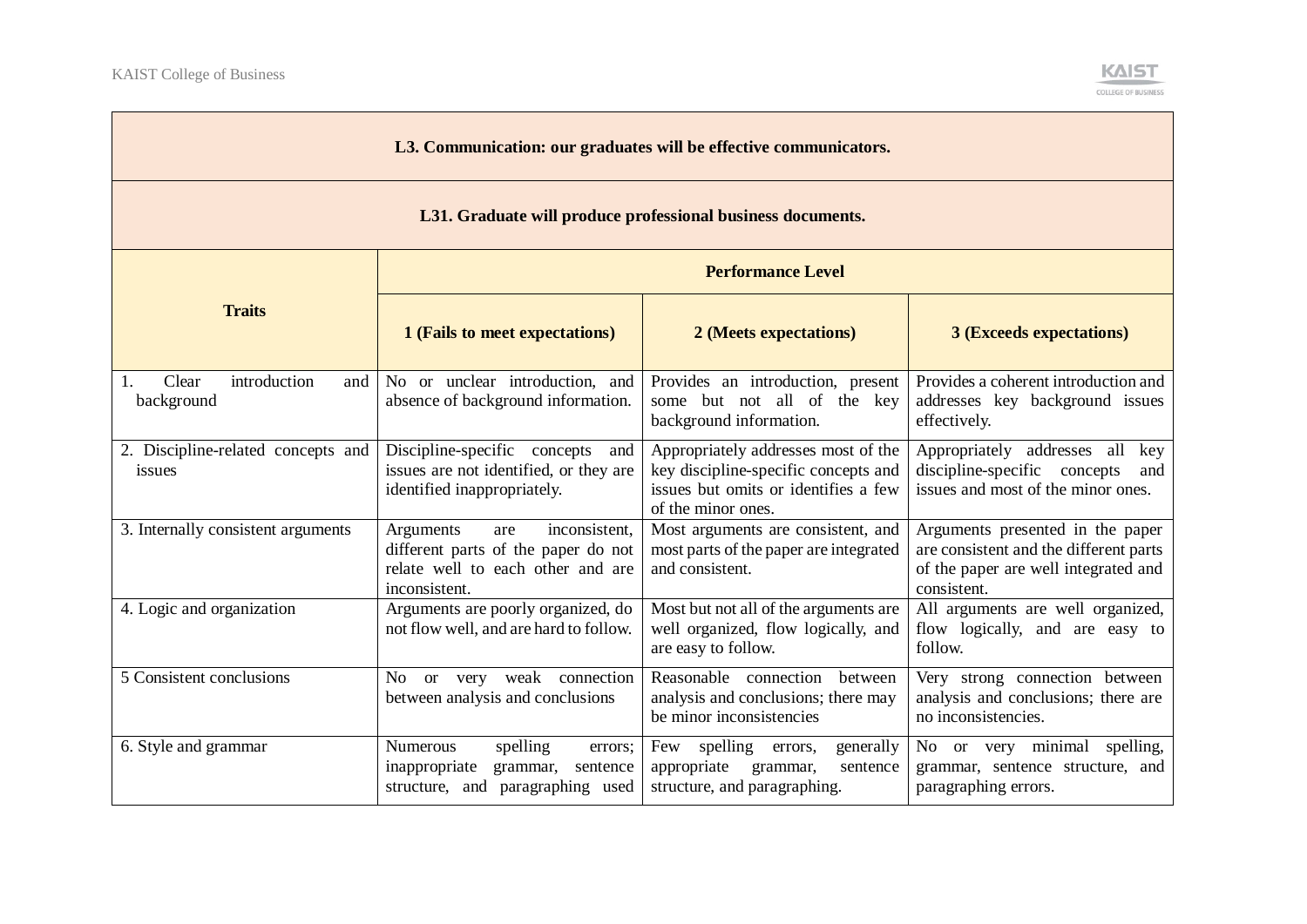| L3. Communication: our graduates will be effective communicators. | | | |
|---|---|---|---|
| **L31. Graduate will produce professional business documents.** | | | |
| **Traits** | **Performance Level** | | |
| | **1 (Fails to meet expectations)** | **2 (Meets expectations)** | **3 (Exceeds expectations)** |
| 1. Clear introduction and background | No or unclear introduction, and absence of background information. | Provides an introduction, present some but not all of the key background information. | Provides a coherent introduction and addresses key background issues effectively. |
| 2. Discipline-related concepts and issues | Discipline-specific concepts and issues are not identified, or they are identified inappropriately. | Appropriately addresses most of the key discipline-specific concepts and issues but omits or identifies a few of the minor ones. | Appropriately addresses all key discipline-specific concepts and issues and most of the minor ones. |
| 3. Internally consistent arguments | Arguments are inconsistent, different parts of the paper do not relate well to each other and are inconsistent. | Most arguments are consistent, and most parts of the paper are integrated and consistent. | Arguments presented in the paper are consistent and the different parts of the paper are well integrated and consistent. |
| 4. Logic and organization | Arguments are poorly organized, do not flow well, and are hard to follow. | Most but not all of the arguments are well organized, flow logically, and are easy to follow. | All arguments are well organized, flow logically, and are easy to follow. |
| 5 Consistent conclusions | No or very weak connection between analysis and conclusions | Reasonable connection between analysis and conclusions; there may be minor inconsistencies | Very strong connection between analysis and conclusions; there are no inconsistencies. |
| 6. Style and grammar | Numerous spelling errors; inappropriate grammar, sentence structure, and paragraphing used | Few spelling errors, generally appropriate grammar, sentence structure, and paragraphing. | No or very minimal spelling, grammar, sentence structure, and paragraphing errors. |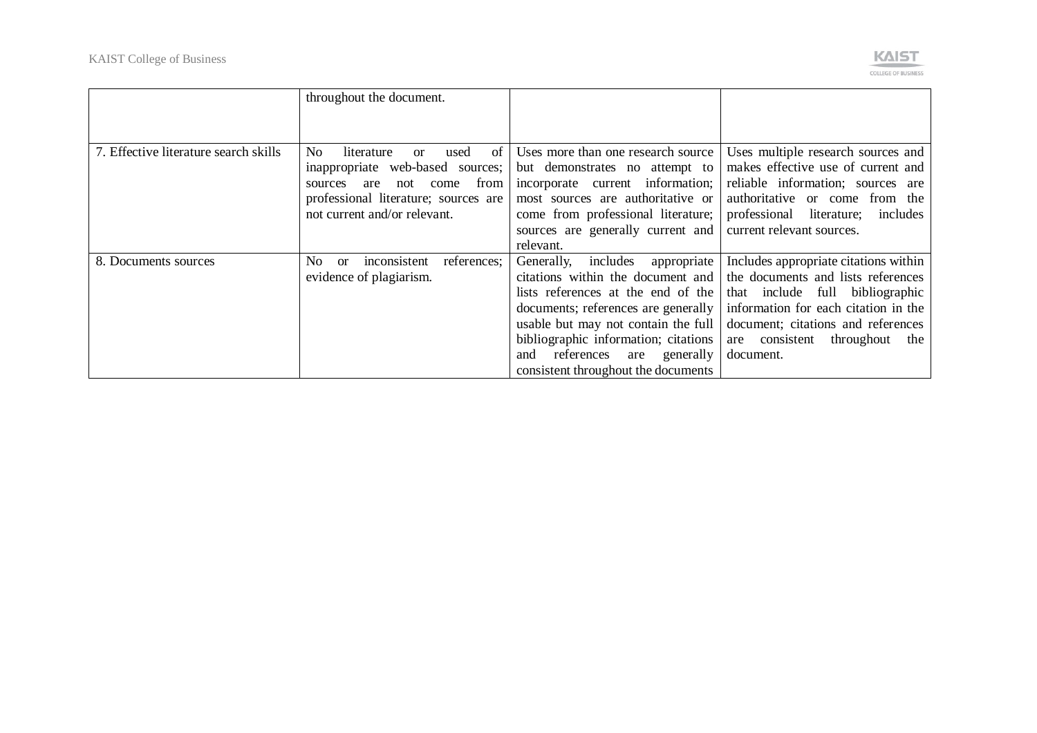| | throughout the document. | | |
|---|---|---|---|
| 7. Effective literature search skills | No literature or used of inappropriate web-based sources; sources are not come from professional literature; sources are not current and/or relevant. | Uses more than one research source but demonstrates no attempt to incorporate current information; most sources are authoritative or come from professional literature; sources are generally current and relevant. | Uses multiple research sources and makes effective use of current and reliable information; sources are authoritative or come from the professional literature; includes current relevant sources. |
| 8. Documents sources | No or inconsistent references; evidence of plagiarism. | Generally, includes appropriate citations within the document and lists references at the end of the documents; references are generally usable but may not contain the full bibliographic information; citations and references are generally consistent throughout the documents | Includes appropriate citations within the documents and lists references that include full bibliographic information for each citation in the document; citations and references are consistent throughout the document. |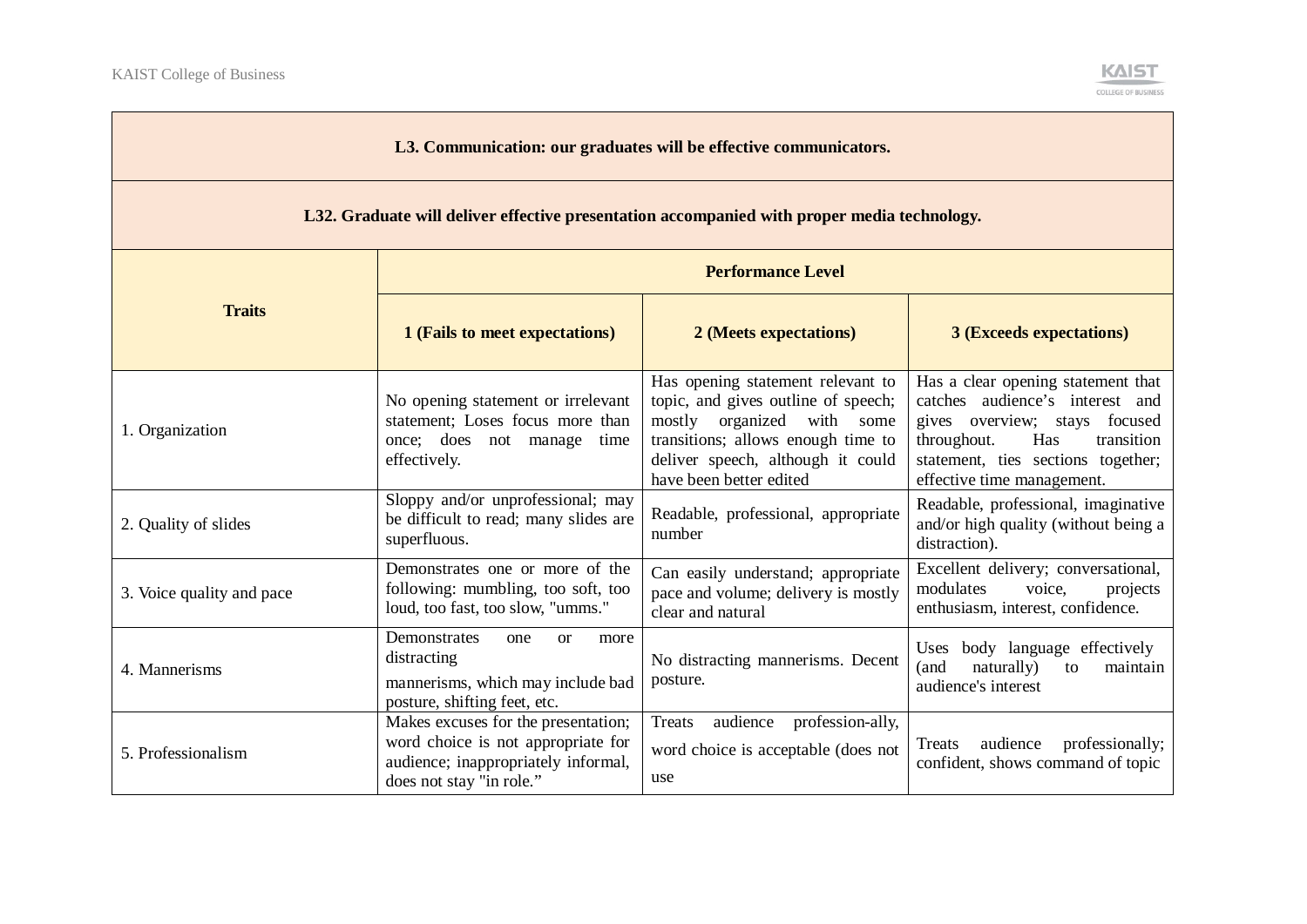| L3. Communication: our graduates will be effective communicators. | | | |
|---|---|---|---|
| **L32. Graduate will deliver effective presentation accompanied with proper media technology.** | | | |
| **Traits** | **Performance Level** | | |
| | **1 (Fails to meet expectations)** | **2 (Meets expectations)** | **3 (Exceeds expectations)** |
| 1. Organization | No opening statement or irrelevant statement; Loses focus more than once; does not manage time effectively. | Has opening statement relevant to topic, and gives outline of speech; mostly organized with some transitions; allows enough time to deliver speech, although it could have been better edited | Has a clear opening statement that catches audience's interest and gives overview; stays focused throughout. Has transition statement, ties sections together; effective time management. |
| 2. Quality of slides | Sloppy and/or unprofessional; may be difficult to read; many slides are superfluous. | Readable, professional, appropriate number | Readable, professional, imaginative and/or high quality (without being a distraction). |
| 3. Voice quality and pace | Demonstrates one or more of the following: mumbling, too soft, too loud, too fast, too slow, "umms." | Can easily understand; appropriate pace and volume; delivery is mostly clear and natural | Excellent delivery; conversational, modulates voice, projects enthusiasm, interest, confidence. |
| 4. Mannerisms | Demonstrates one or more distracting mannerisms, which may include bad posture, shifting feet, etc. | No distracting mannerisms. Decent posture. | Uses body language effectively (and naturally) to maintain audience's interest |
| 5. Professionalism | Makes excuses for the presentation; word choice is not appropriate for audience; inappropriately informal, does not stay "in role." | Treats audience profession-ally, word choice is acceptable (does not use | Treats audience professionally; confident, shows command of topic |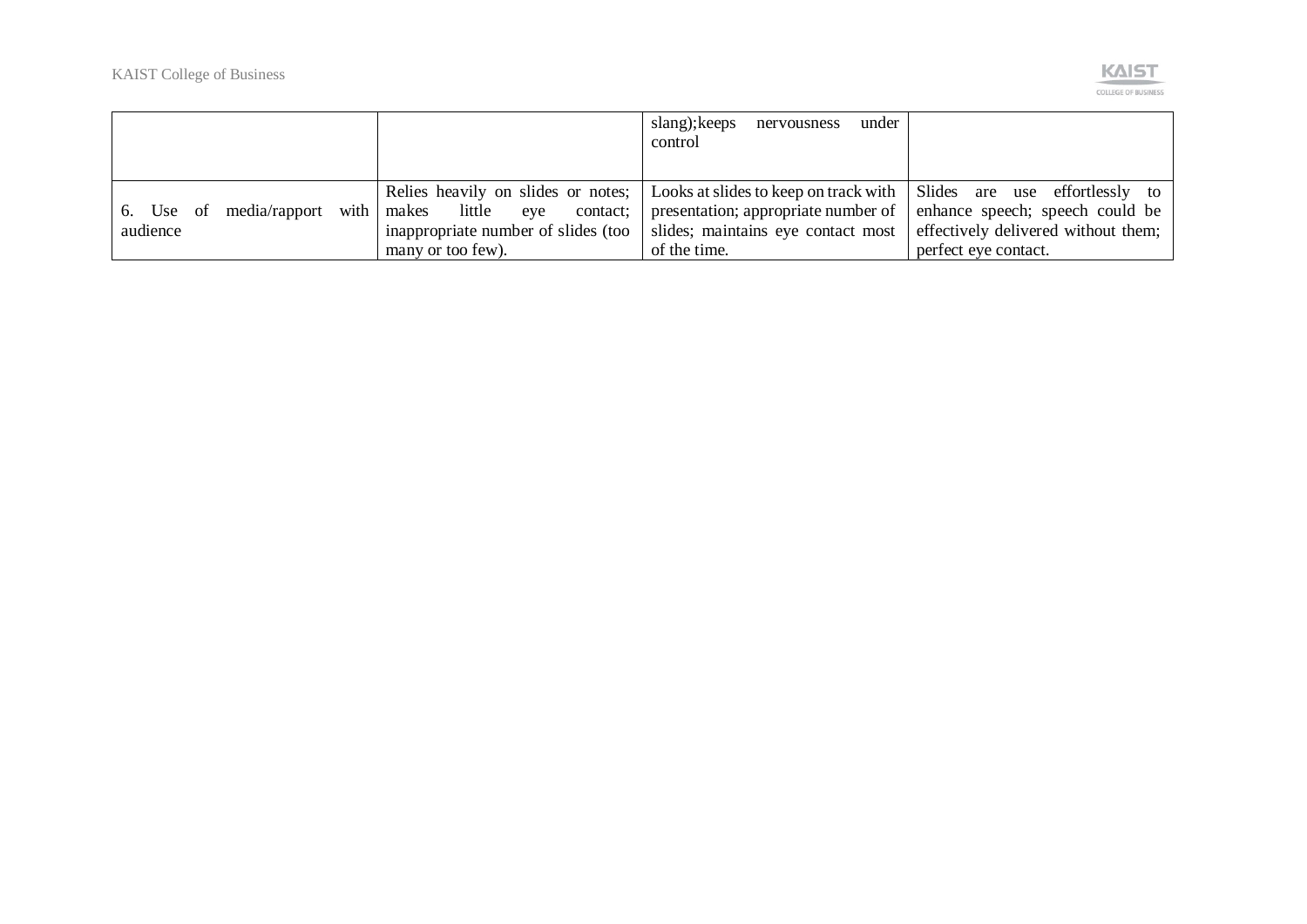| | | | |
|---|---|---|---|
| | | slang);keeps nervousness under control | |
| 6. Use of media/rapport with audience | Relies heavily on slides or notes; makes little eye contact; inappropriate number of slides (too many or too few). | Looks at slides to keep on track with presentation; appropriate number of slides; maintains eye contact most of the time. | Slides are use effortlessly to enhance speech; speech could be effectively delivered without them; perfect eye contact. |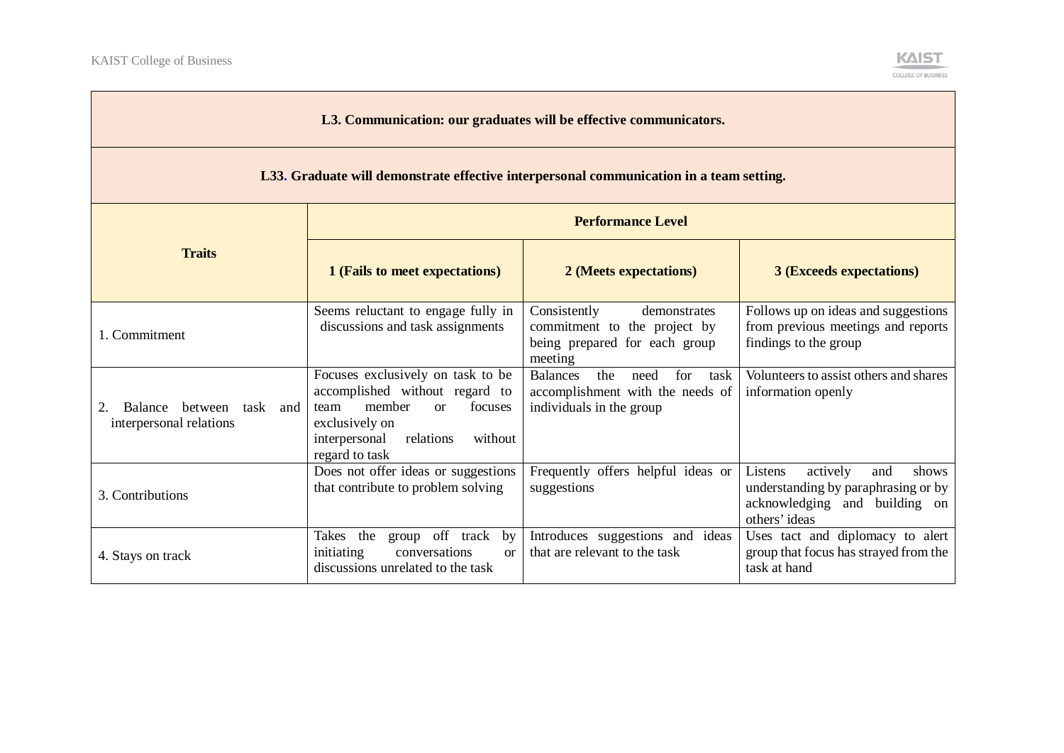| L3. Communication: our graduates will be effective communicators. | | | |
|---|---|---|---|
| **L33. Graduate will demonstrate effective interpersonal communication in a team setting.** | | | |
| **Traits** | **Performance Level** | | |
| | **1 (Fails to meet expectations)** | **2 (Meets expectations)** | **3 (Exceeds expectations)** |
| 1. Commitment | Seems reluctant to engage fully in discussions and task assignments | Consistently demonstrates commitment to the project by being prepared for each group meeting | Follows up on ideas and suggestions from previous meetings and reports findings to the group |
| 2. Balance between task and interpersonal relations | Focuses exclusively on task to be accomplished without regard to team member or focuses exclusively on interpersonal relations without regard to task | Balances the need for task accomplishment with the needs of individuals in the group | Volunteers to assist others and shares information openly |
| 3. Contributions | Does not offer ideas or suggestions that contribute to problem solving | Frequently offers helpful ideas or suggestions | Listens actively and shows understanding by paraphrasing or by acknowledging and building on others' ideas |
| 4. Stays on track | Takes the group off track by initiating conversations or discussions unrelated to the task | Introduces suggestions and ideas that are relevant to the task | Uses tact and diplomacy to alert group that focus has strayed from the task at hand |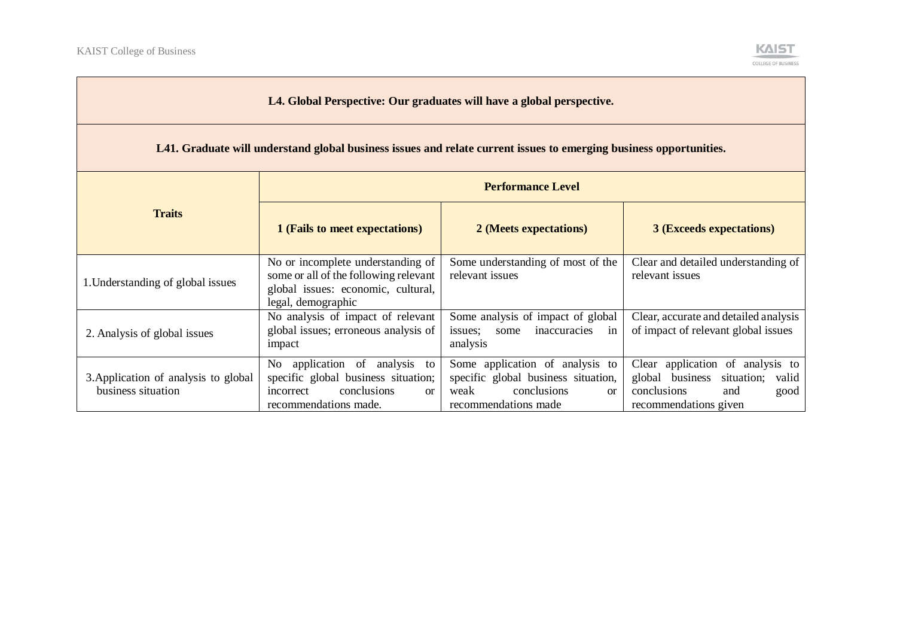| L4. Global Perspective: Our graduates will have a global perspective. | | | |
|---|---|---|---|
| **L41. Graduate will understand global business issues and relate current issues to emerging business opportunities.** | | | |
| **Traits** | **Performance Level** | | |
| | **1 (Fails to meet expectations)** | **2 (Meets expectations)** | **3 (Exceeds expectations)** |
| 1.Understanding of global issues | No or incomplete understanding of some or all of the following relevant global issues: economic, cultural, legal, demographic | Some understanding of most of the relevant issues | Clear and detailed understanding of relevant issues |
| 2. Analysis of global issues | No analysis of impact of relevant global issues; erroneous analysis of impact | Some analysis of impact of global issues; some inaccuracies in analysis | Clear, accurate and detailed analysis of impact of relevant global issues |
| 3.Application of analysis to global business situation | No application of analysis to specific global business situation; incorrect conclusions or recommendations made. | Some application of analysis to specific global business situation, weak conclusions or recommendations made | Clear application of analysis to global business situation; valid conclusions and good recommendations given |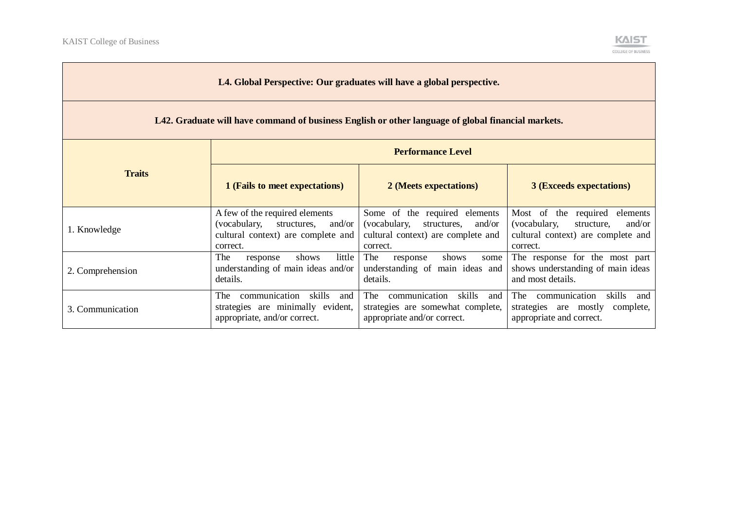| L4. Global Perspective: Our graduates will have a global perspective. | | | |
|---|---|---|---|
| **L42. Graduate will have command of business English or other language of global financial markets.** | | | |
| **Traits** | **Performance Level** | | |
| | **1 (Fails to meet expectations)** | **2 (Meets expectations)** | **3 (Exceeds expectations)** |
| 1. Knowledge | A few of the required elements (vocabulary, structures, and/or cultural context) are complete and correct. | Some of the required elements (vocabulary, structures, and/or cultural context) are complete and correct. | Most of the required elements (vocabulary, structure, and/or cultural context) are complete and correct. |
| 2. Comprehension | The response shows little understanding of main ideas and/or details. | The response shows some understanding of main ideas and details. | The response for the most part shows understanding of main ideas and most details. |
| 3. Communication | The communication skills and strategies are minimally evident, appropriate, and/or correct. | The communication skills and strategies are somewhat complete, appropriate and/or correct. | The communication skills and strategies are mostly complete, appropriate and correct. |